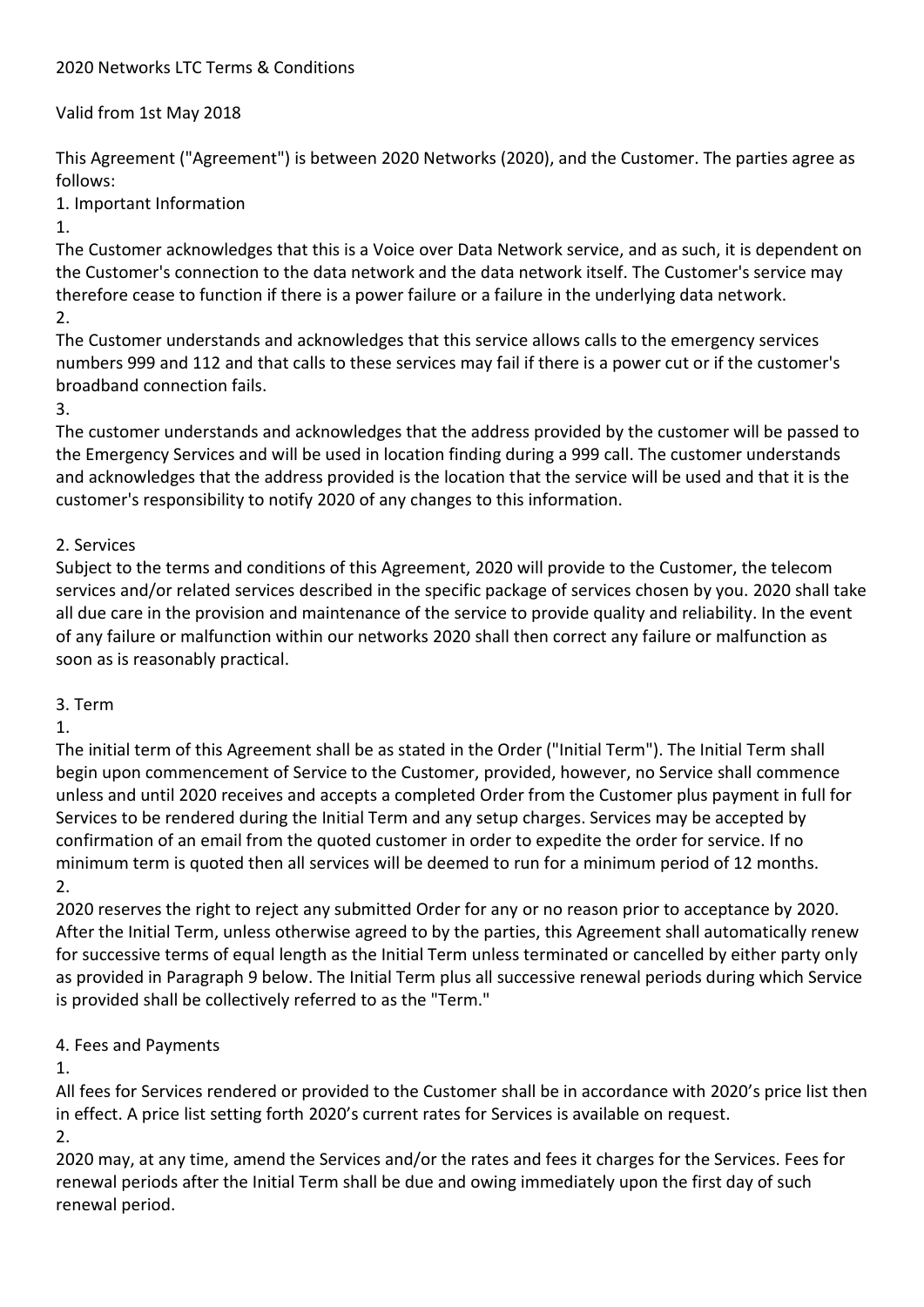2020 Networks LTC Terms & Conditions

Valid from 1st May 2018

This Agreement ("Agreement") is between 2020 Networks (2020), and the Customer. The parties agree as follows:

1. Important Information

1.

The Customer acknowledges that this is a Voice over Data Network service, and as such, it is dependent on the Customer's connection to the data network and the data network itself. The Customer's service may therefore cease to function if there is a power failure or a failure in the underlying data network.

2.

The Customer understands and acknowledges that this service allows calls to the emergency services numbers 999 and 112 and that calls to these services may fail if there is a power cut or if the customer's broadband connection fails.

3.

The customer understands and acknowledges that the address provided by the customer will be passed to the Emergency Services and will be used in location finding during a 999 call. The customer understands and acknowledges that the address provided is the location that the service will be used and that it is the customer's responsibility to notify 2020 of any changes to this information.

2. Services

Subject to the terms and conditions of this Agreement, 2020 will provide to the Customer, the telecom services and/or related services described in the specific package of services chosen by you. 2020 shall take all due care in the provision and maintenance of the service to provide quality and reliability. In the event of any failure or malfunction within our networks 2020 shall then correct any failure or malfunction as soon as is reasonably practical.

3. Term

1.

The initial term of this Agreement shall be as stated in the Order ("Initial Term"). The Initial Term shall begin upon commencement of Service to the Customer, provided, however, no Service shall commence unless and until 2020 receives and accepts a completed Order from the Customer plus payment in full for Services to be rendered during the Initial Term and any setup charges. Services may be accepted by confirmation of an email from the quoted customer in order to expedite the order for service. If no minimum term is quoted then all services will be deemed to run for a minimum period of 12 months.

2.

2020 reserves the right to reject any submitted Order for any or no reason prior to acceptance by 2020. After the Initial Term, unless otherwise agreed to by the parties, this Agreement shall automatically renew for successive terms of equal length as the Initial Term unless terminated or cancelled by either party only as provided in Paragraph 9 below. The Initial Term plus all successive renewal periods during which Service is provided shall be collectively referred to as the "Term."

4. Fees and Payments

1.

All fees for Services rendered or provided to the Customer shall be in accordance with 2020's price list then in effect. A price list setting forth 2020's current rates for Services is available on request.

2.

2020 may, at any time, amend the Services and/or the rates and fees it charges for the Services. Fees for renewal periods after the Initial Term shall be due and owing immediately upon the first day of such renewal period.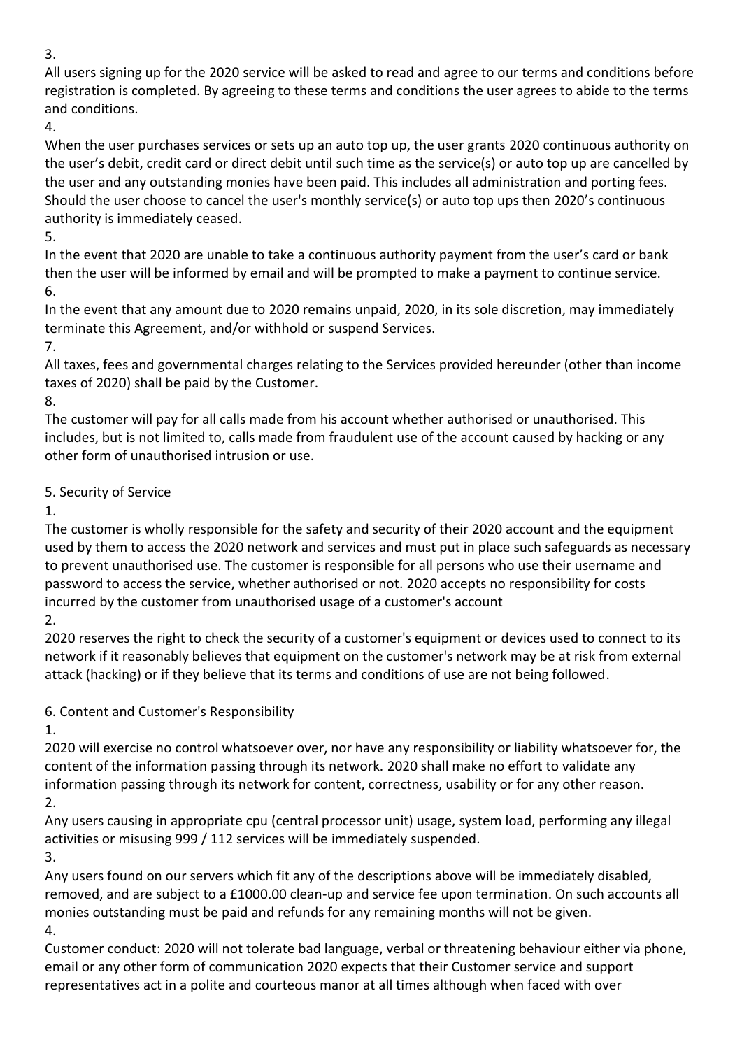3.

All users signing up for the 2020 service will be asked to read and agree to our terms and conditions before registration is completed. By agreeing to these terms and conditions the user agrees to abide to the terms and conditions.

4.

When the user purchases services or sets up an auto top up, the user grants 2020 continuous authority on the user's debit, credit card or direct debit until such time as the service(s) or auto top up are cancelled by the user and any outstanding monies have been paid. This includes all administration and porting fees. Should the user choose to cancel the user's monthly service(s) or auto top ups then 2020's continuous authority is immediately ceased.

5.

In the event that 2020 are unable to take a continuous authority payment from the user's card or bank then the user will be informed by email and will be prompted to make a payment to continue service.

6.

In the event that any amount due to 2020 remains unpaid, 2020, in its sole discretion, may immediately terminate this Agreement, and/or withhold or suspend Services.

7.

All taxes, fees and governmental charges relating to the Services provided hereunder (other than income taxes of 2020) shall be paid by the Customer.

8.

The customer will pay for all calls made from his account whether authorised or unauthorised. This includes, but is not limited to, calls made from fraudulent use of the account caused by hacking or any other form of unauthorised intrusion or use.

5. Security of Service

1.

The customer is wholly responsible for the safety and security of their 2020 account and the equipment used by them to access the 2020 network and services and must put in place such safeguards as necessary to prevent unauthorised use. The customer is responsible for all persons who use their username and password to access the service, whether authorised or not. 2020 accepts no responsibility for costs incurred by the customer from unauthorised usage of a customer's account

2.

2020 reserves the right to check the security of a customer's equipment or devices used to connect to its network if it reasonably believes that equipment on the customer's network may be at risk from external attack (hacking) or if they believe that its terms and conditions of use are not being followed.

6. Content and Customer's Responsibility

1.

2020 will exercise no control whatsoever over, nor have any responsibility or liability whatsoever for, the content of the information passing through its network. 2020 shall make no effort to validate any information passing through its network for content, correctness, usability or for any other reason.

2.

Any users causing in appropriate cpu (central processor unit) usage, system load, performing any illegal activities or misusing 999 / 112 services will be immediately suspended.

3.

Any users found on our servers which fit any of the descriptions above will be immediately disabled, removed, and are subject to a £1000.00 clean-up and service fee upon termination. On such accounts all monies outstanding must be paid and refunds for any remaining months will not be given.

4.

Customer conduct: 2020 will not tolerate bad language, verbal or threatening behaviour either via phone, email or any other form of communication 2020 expects that their Customer service and support representatives act in a polite and courteous manor at all times although when faced with over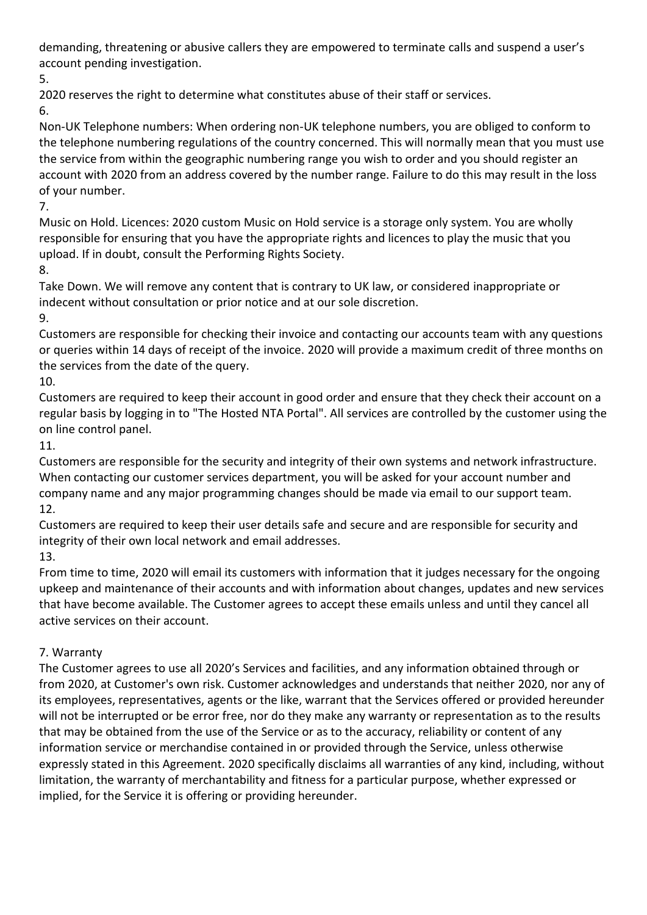demanding, threatening or abusive callers they are empowered to terminate calls and suspend a user's account pending investigation.

5.

2020 reserves the right to determine what constitutes abuse of their staff or services.

6.

Non-UK Telephone numbers: When ordering non-UK telephone numbers, you are obliged to conform to the telephone numbering regulations of the country concerned. This will normally mean that you must use the service from within the geographic numbering range you wish to order and you should register an account with 2020 from an address covered by the number range. Failure to do this may result in the loss of your number.

7.

Music on Hold. Licences: 2020 custom Music on Hold service is a storage only system. You are wholly responsible for ensuring that you have the appropriate rights and licences to play the music that you upload. If in doubt, consult the Performing Rights Society.

8.

Take Down. We will remove any content that is contrary to UK law, or considered inappropriate or indecent without consultation or prior notice and at our sole discretion.

9.

Customers are responsible for checking their invoice and contacting our accounts team with any questions or queries within 14 days of receipt of the invoice. 2020 will provide a maximum credit of three months on the services from the date of the query.

10.

Customers are required to keep their account in good order and ensure that they check their account on a regular basis by logging in to "The Hosted NTA Portal". All services are controlled by the customer using the on line control panel.

11.

Customers are responsible for the security and integrity of their own systems and network infrastructure. When contacting our customer services department, you will be asked for your account number and company name and any major programming changes should be made via email to our support team.

12.

Customers are required to keep their user details safe and secure and are responsible for security and integrity of their own local network and email addresses.

13.

From time to time, 2020 will email its customers with information that it judges necessary for the ongoing upkeep and maintenance of their accounts and with information about changes, updates and new services that have become available. The Customer agrees to accept these emails unless and until they cancel all active services on their account.

## 7. Warranty

The Customer agrees to use all 2020's Services and facilities, and any information obtained through or from 2020, at Customer's own risk. Customer acknowledges and understands that neither 2020, nor any of its employees, representatives, agents or the like, warrant that the Services offered or provided hereunder will not be interrupted or be error free, nor do they make any warranty or representation as to the results that may be obtained from the use of the Service or as to the accuracy, reliability or content of any information service or merchandise contained in or provided through the Service, unless otherwise expressly stated in this Agreement. 2020 specifically disclaims all warranties of any kind, including, without limitation, the warranty of merchantability and fitness for a particular purpose, whether expressed or implied, for the Service it is offering or providing hereunder.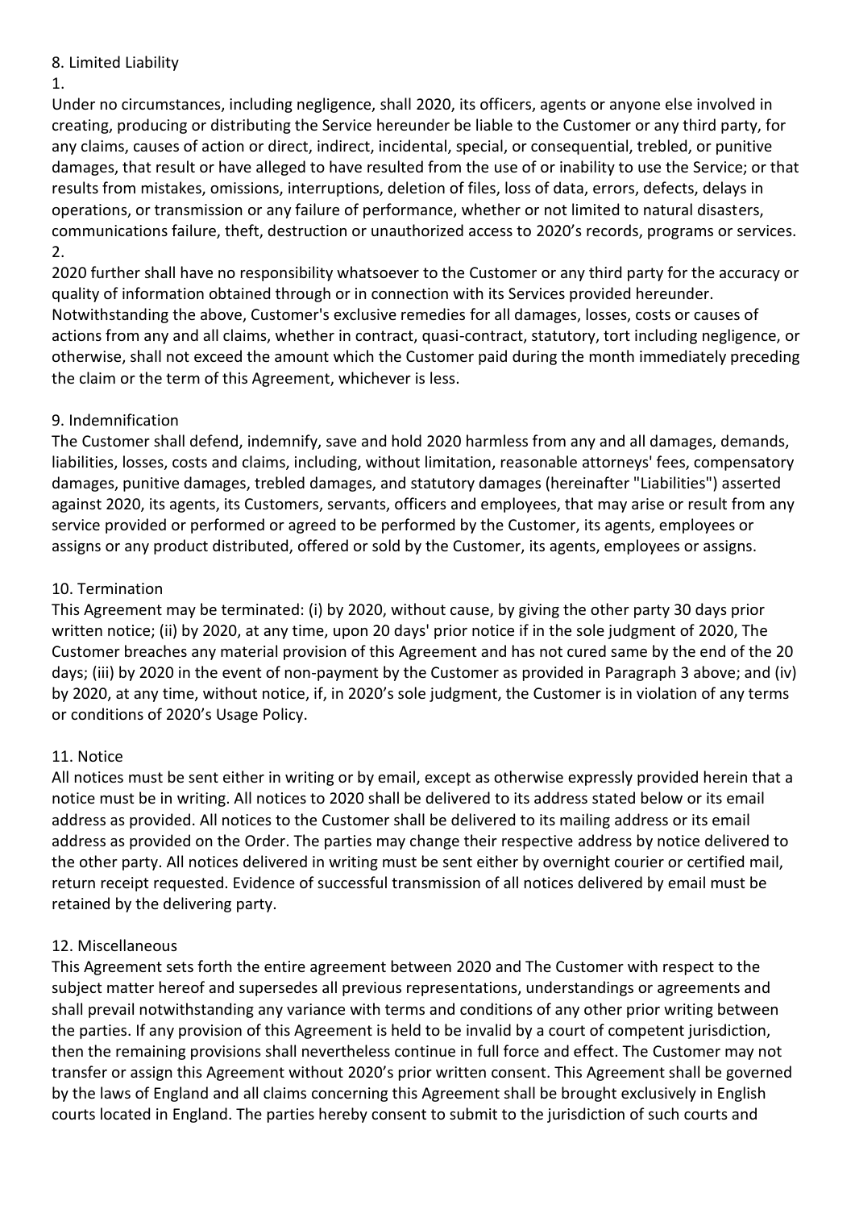## 8. Limited Liability

1.

Under no circumstances, including negligence, shall 2020, its officers, agents or anyone else involved in creating, producing or distributing the Service hereunder be liable to the Customer or any third party, for any claims, causes of action or direct, indirect, incidental, special, or consequential, trebled, or punitive damages, that result or have alleged to have resulted from the use of or inability to use the Service; or that results from mistakes, omissions, interruptions, deletion of files, loss of data, errors, defects, delays in operations, or transmission or any failure of performance, whether or not limited to natural disasters, communications failure, theft, destruction or unauthorized access to 2020's records, programs or services.

2.

2020 further shall have no responsibility whatsoever to the Customer or any third party for the accuracy or quality of information obtained through or in connection with its Services provided hereunder. Notwithstanding the above, Customer's exclusive remedies for all damages, losses, costs or causes of actions from any and all claims, whether in contract, quasi-contract, statutory, tort including negligence, or otherwise, shall not exceed the amount which the Customer paid during the month immediately preceding the claim or the term of this Agreement, whichever is less.

## 9. Indemnification

The Customer shall defend, indemnify, save and hold 2020 harmless from any and all damages, demands, liabilities, losses, costs and claims, including, without limitation, reasonable attorneys' fees, compensatory damages, punitive damages, trebled damages, and statutory damages (hereinafter "Liabilities") asserted against 2020, its agents, its Customers, servants, officers and employees, that may arise or result from any service provided or performed or agreed to be performed by the Customer, its agents, employees or assigns or any product distributed, offered or sold by the Customer, its agents, employees or assigns.

## 10. Termination

This Agreement may be terminated: (i) by 2020, without cause, by giving the other party 30 days prior written notice; (ii) by 2020, at any time, upon 20 days' prior notice if in the sole judgment of 2020, The Customer breaches any material provision of this Agreement and has not cured same by the end of the 20 days; (iii) by 2020 in the event of non-payment by the Customer as provided in Paragraph 3 above; and (iv) by 2020, at any time, without notice, if, in 2020's sole judgment, the Customer is in violation of any terms or conditions of 2020's Usage Policy.

## 11. Notice

All notices must be sent either in writing or by email, except as otherwise expressly provided herein that a notice must be in writing. All notices to 2020 shall be delivered to its address stated below or its email address as provided. All notices to the Customer shall be delivered to its mailing address or its email address as provided on the Order. The parties may change their respective address by notice delivered to the other party. All notices delivered in writing must be sent either by overnight courier or certified mail, return receipt requested. Evidence of successful transmission of all notices delivered by email must be retained by the delivering party.

## 12. Miscellaneous

This Agreement sets forth the entire agreement between 2020 and The Customer with respect to the subject matter hereof and supersedes all previous representations, understandings or agreements and shall prevail notwithstanding any variance with terms and conditions of any other prior writing between the parties. If any provision of this Agreement is held to be invalid by a court of competent jurisdiction, then the remaining provisions shall nevertheless continue in full force and effect. The Customer may not transfer or assign this Agreement without 2020's prior written consent. This Agreement shall be governed by the laws of England and all claims concerning this Agreement shall be brought exclusively in English courts located in England. The parties hereby consent to submit to the jurisdiction of such courts and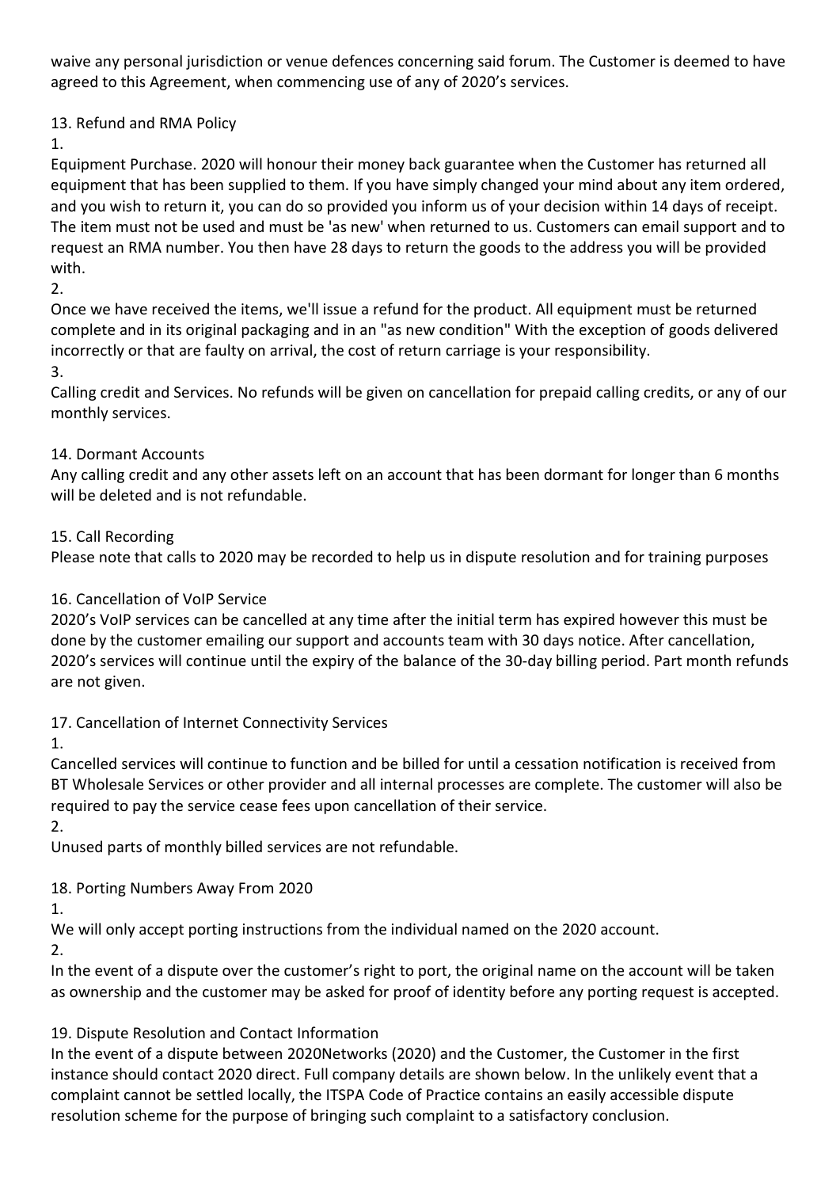waive any personal jurisdiction or venue defences concerning said forum. The Customer is deemed to have agreed to this Agreement, when commencing use of any of 2020's services.

## 13. Refund and RMA Policy

1.

Equipment Purchase. 2020 will honour their money back guarantee when the Customer has returned all equipment that has been supplied to them. If you have simply changed your mind about any item ordered, and you wish to return it, you can do so provided you inform us of your decision within 14 days of receipt. The item must not be used and must be 'as new' when returned to us. Customers can email support and to request an RMA number. You then have 28 days to return the goods to the address you will be provided with.

2.

Once we have received the items, we'll issue a refund for the product. All equipment must be returned complete and in its original packaging and in an "as new condition" With the exception of goods delivered incorrectly or that are faulty on arrival, the cost of return carriage is your responsibility.

3.

Calling credit and Services. No refunds will be given on cancellation for prepaid calling credits, or any of our monthly services.

## 14. Dormant Accounts

Any calling credit and any other assets left on an account that has been dormant for longer than 6 months will be deleted and is not refundable.

## 15. Call Recording

Please note that calls to 2020 may be recorded to help us in dispute resolution and for training purposes

## 16. Cancellation of VoIP Service

2020's VoIP services can be cancelled at any time after the initial term has expired however this must be done by the customer emailing our support and accounts team with 30 days notice. After cancellation, 2020's services will continue until the expiry of the balance of the 30-day billing period. Part month refunds are not given.

## 17. Cancellation of Internet Connectivity Services

1.

Cancelled services will continue to function and be billed for until a cessation notification is received from BT Wholesale Services or other provider and all internal processes are complete. The customer will also be required to pay the service cease fees upon cancellation of their service.

2.

Unused parts of monthly billed services are not refundable.

## 18. Porting Numbers Away From 2020

1.

We will only accept porting instructions from the individual named on the 2020 account.

2.

In the event of a dispute over the customer's right to port, the original name on the account will be taken as ownership and the customer may be asked for proof of identity before any porting request is accepted.

## 19. Dispute Resolution and Contact Information

In the event of a dispute between 2020Networks (2020) and the Customer, the Customer in the first instance should contact 2020 direct. Full company details are shown below. In the unlikely event that a complaint cannot be settled locally, the ITSPA Code of Practice contains an easily accessible dispute resolution scheme for the purpose of bringing such complaint to a satisfactory conclusion.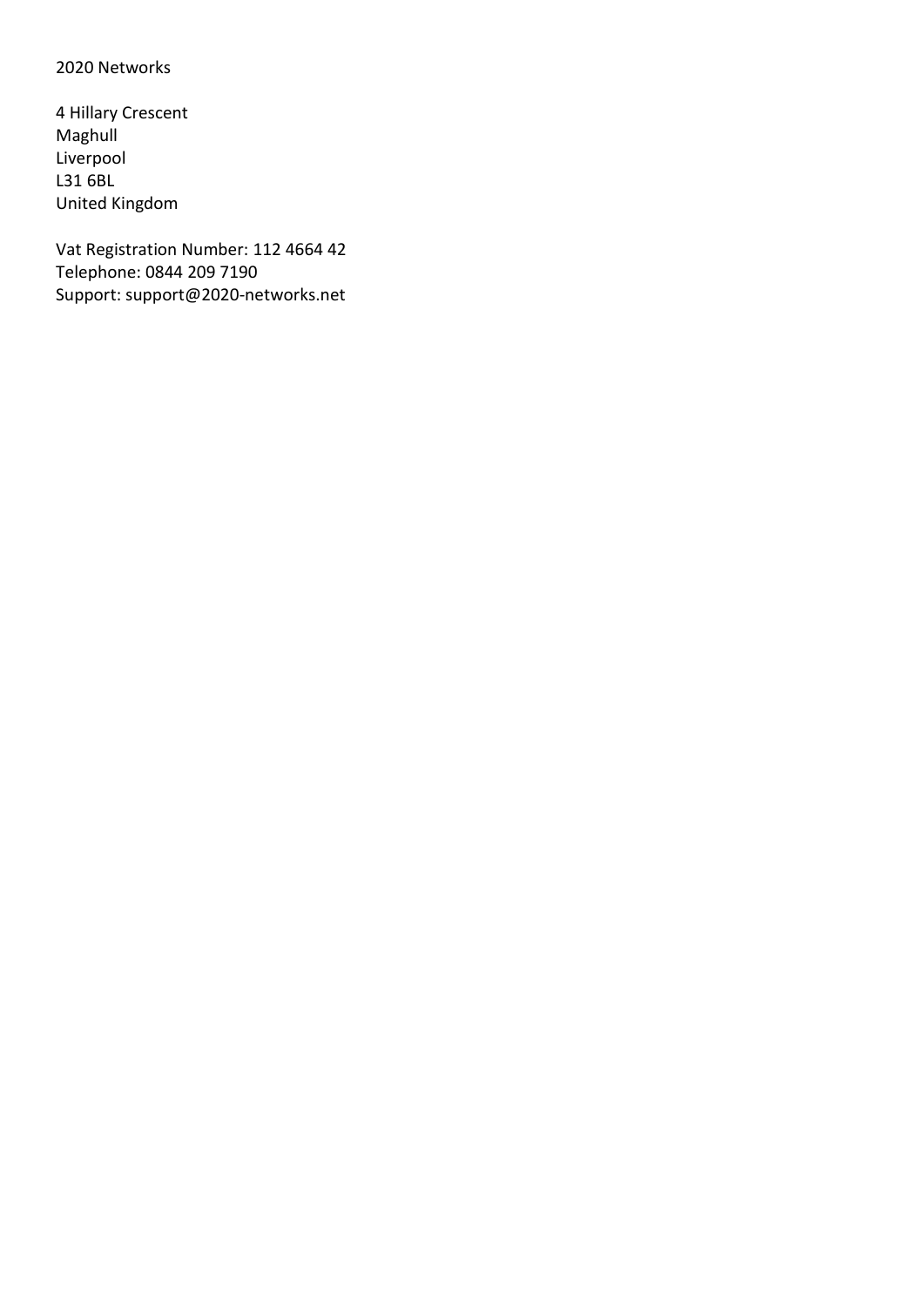2020 Networks

4 Hillary Crescent
Maghull
Liverpool
L31 6BL
United Kingdom

Vat Registration Number: 112 4664 42
Telephone: 0844 209 7190
Support: support@2020-networks.net